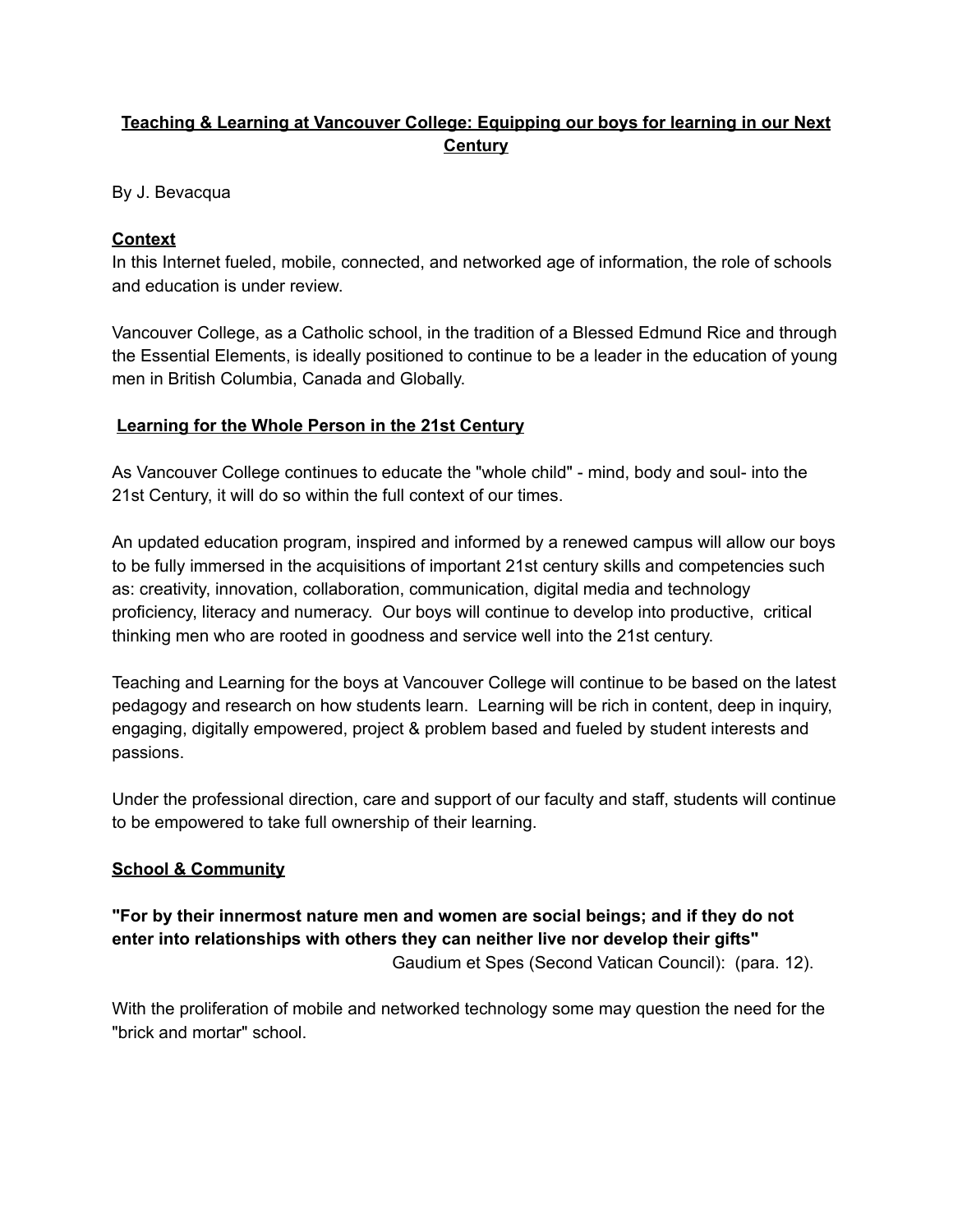# Teaching & Learning at Vancouver College: Equipping our boys for learning in our Next Century

By J. Bevacqua

## Context

In this Internet fueled, mobile, connected, and networked age of information, the role of schools and education is under review.

Vancouver College, as a Catholic school, in the tradition of a Blessed Edmund Rice and through the Essential Elements, is ideally positioned to continue to be a leader in the education of young men in British Columbia, Canada and Globally.

## Learning for the Whole Person in the 21st Century

As Vancouver College continues to educate the "whole child" - mind, body and soul- into the 21st Century, it will do so within the full context of our times.

An updated education program, inspired and informed by a renewed campus will allow our boys to be fully immersed in the acquisitions of important 21st century skills and competencies such as: creativity, innovation, collaboration, communication, digital media and technology proficiency, literacy and numeracy. Our boys will continue to develop into productive, critical thinking men who are rooted in goodness and service well into the 21st century.

Teaching and Learning for the boys at Vancouver College will continue to be based on the latest pedagogy and research on how students learn. Learning will be rich in content, deep in inquiry, engaging, digitally empowered, project & problem based and fueled by student interests and passions.

Under the professional direction, care and support of our faculty and staff, students will continue to be empowered to take full ownership of their learning.

## School & Community

**"For by their innermost nature men and women are social beings; and if they do not enter into relationships with others they can neither live nor develop their gifts"**

Gaudium et Spes (Second Vatican Council): (para. 12).

With the proliferation of mobile and networked technology some may question the need for the "brick and mortar" school.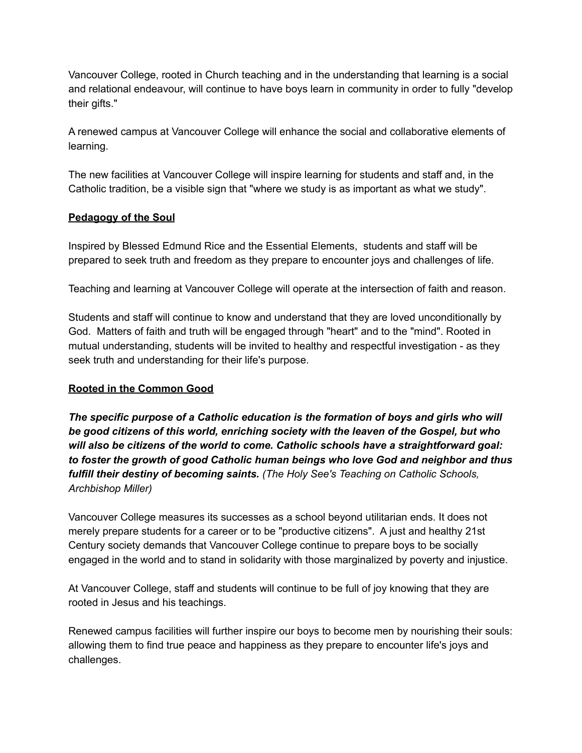Vancouver College, rooted in Church teaching and in the understanding that learning is a social and relational endeavour, will continue to have boys learn in community in order to fully "develop their gifts."

A renewed campus at Vancouver College will enhance the social and collaborative elements of learning.

The new facilities at Vancouver College will inspire learning for students and staff and, in the Catholic tradition, be a visible sign that "where we study is as important as what we study".

**Pedagogy of the Soul**

Inspired by Blessed Edmund Rice and the Essential Elements,  students and staff will be prepared to seek truth and freedom as they prepare to encounter joys and challenges of life.

Teaching and learning at Vancouver College will operate at the intersection of faith and reason.

Students and staff will continue to know and understand that they are loved unconditionally by God.  Matters of faith and truth will be engaged through "heart" and to the "mind". Rooted in mutual understanding, students will be invited to healthy and respectful investigation - as they seek truth and understanding for their life's purpose.

**Rooted in the Common Good**

***The specific purpose of a Catholic education is the formation of boys and girls who will be good citizens of this world, enriching society with the leaven of the Gospel, but who will also be citizens of the world to come. Catholic schools have a straightforward goal: to foster the growth of good Catholic human beings who love God and neighbor and thus fulfill their destiny of becoming saints.*** *(The Holy See's Teaching on Catholic Schools, Archbishop Miller)*

Vancouver College measures its successes as a school beyond utilitarian ends. It does not merely prepare students for a career or to be "productive citizens".  A just and healthy 21st Century society demands that Vancouver College continue to prepare boys to be socially engaged in the world and to stand in solidarity with those marginalized by poverty and injustice.

At Vancouver College, staff and students will continue to be full of joy knowing that they are rooted in Jesus and his teachings.

Renewed campus facilities will further inspire our boys to become men by nourishing their souls: allowing them to find true peace and happiness as they prepare to encounter life's joys and challenges.